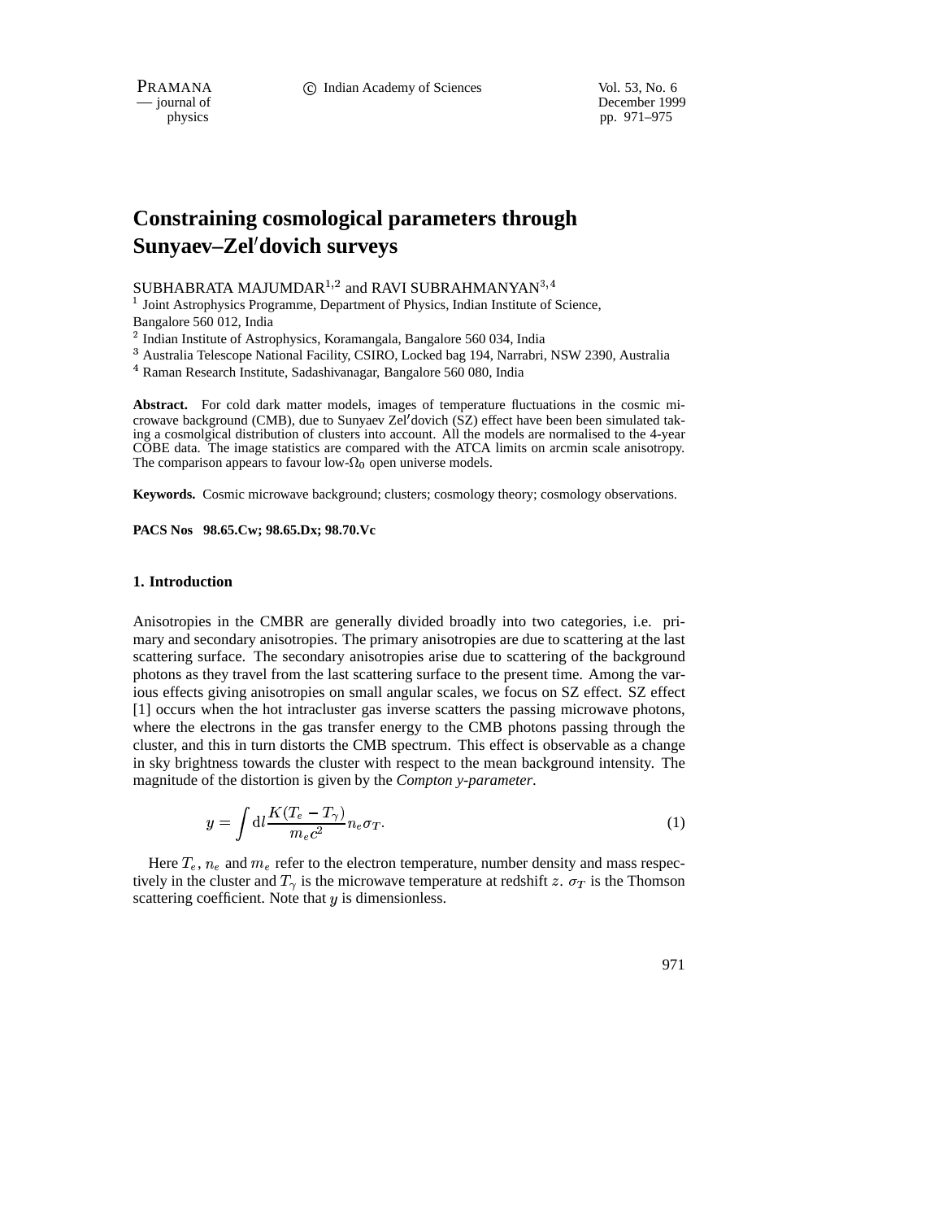# Constraining cosmological parameters through Sunyaev–Zel′dovich surveys

SUBHABRATA MAJUMDAR[1,2] and RAVI SUBRAHMANYAN[3,4]

[1] Joint Astrophysics Programme, Department of Physics, Indian Institute of Science, Bangalore 560 012, India

[2] Indian Institute of Astrophysics, Koramangala, Bangalore 560 034, India

[3] Australia Telescope National Facility, CSIRO, Locked bag 194, Narrabri, NSW 2390, Australia

[4] Raman Research Institute, Sadashivanagar, Bangalore 560 080, India

**Abstract.** For cold dark matter models, images of temperature fluctuations in the cosmic microwave background (CMB), due to Sunyaev Zel′dovich (SZ) effect have been been simulated taking a cosmolgical distribution of clusters into account. All the models are normalised to the 4-year COBE data. The image statistics are compared with the ATCA limits on arcmin scale anisotropy. The comparison appears to favour low-$\Omega_0$ open universe models.

**Keywords.** Cosmic microwave background; clusters; cosmology theory; cosmology observations.

**PACS Nos 98.65.Cw; 98.65.Dx; 98.70.Vc**

## 1. Introduction

Anisotropies in the CMBR are generally divided broadly into two categories, i.e. primary and secondary anisotropies. The primary anisotropies are due to scattering at the last scattering surface. The secondary anisotropies arise due to scattering of the background photons as they travel from the last scattering surface to the present time. Among the various effects giving anisotropies on small angular scales, we focus on SZ effect. SZ effect [1] occurs when the hot intracluster gas inverse scatters the passing microwave photons, where the electrons in the gas transfer energy to the CMB photons passing through the cluster, and this in turn distorts the CMB spectrum. This effect is observable as a change in sky brightness towards the cluster with respect to the mean background intensity. The magnitude of the distortion is given by the *Compton y-parameter*.

$$y = \int \mathrm{d}l \frac{K(T_e - T_\gamma)}{m_e c^2} n_e \sigma_T. \tag{1}$$

Here $T_e$, $n_e$ and $m_e$ refer to the electron temperature, number density and mass respectively in the cluster and $T_\gamma$ is the microwave temperature at redshift $z$. $\sigma_T$ is the Thomson scattering coefficient. Note that $y$ is dimensionless.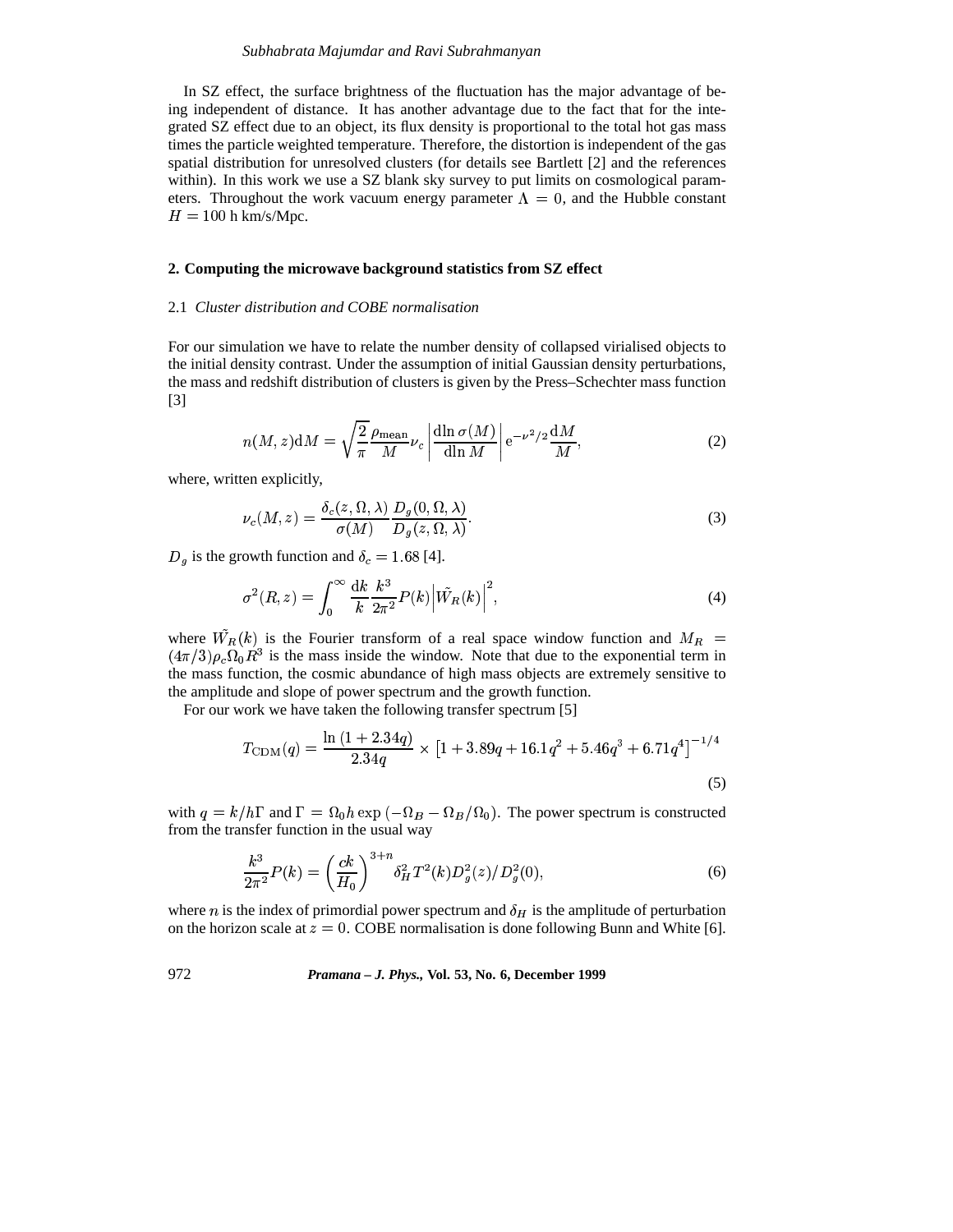In SZ effect, the surface brightness of the fluctuation has the major advantage of being independent of distance. It has another advantage due to the fact that for the integrated SZ effect due to an object, its flux density is proportional to the total hot gas mass times the particle weighted temperature. Therefore, the distortion is independent of the gas spatial distribution for unresolved clusters (for details see Bartlett [2] and the references within). In this work we use a SZ blank sky survey to put limits on cosmological parameters. Throughout the work vacuum energy parameter $\Lambda = 0$, and the Hubble constant $H = 100$ h km/s/Mpc.

## 2. Computing the microwave background statistics from SZ effect

### 2.1 *Cluster distribution and COBE normalisation*

For our simulation we have to relate the number density of collapsed virialised objects to the initial density contrast. Under the assumption of initial Gaussian density perturbations, the mass and redshift distribution of clusters is given by the Press–Schechter mass function [3]

$$n(M,z)\mathrm{d}M = \sqrt{\frac{2}{\pi}}\frac{\rho_{\mathrm{mean}}}{M}\nu_c \left|\frac{\mathrm{d}\ln \sigma(M)}{\mathrm{d}\ln M}\right| \mathrm{e}^{-\nu^2/2}\frac{\mathrm{d}M}{M}, \tag{2}$$

where, written explicitly,

$$\nu_c(M,z) = \frac{\delta_c(z,\Omega,\lambda)}{\sigma(M)}\frac{D_g(0,\Omega,\lambda)}{D_g(z,\Omega,\lambda)}. \tag{3}$$

$D_g$ is the growth function and $\delta_c = 1.68$ [4].

$$\sigma^2(R,z) = \int_0^\infty \frac{\mathrm{d}k}{k}\frac{k^3}{2\pi^2}P(k)\left|\tilde{W}_R(k)\right|^2, \tag{4}$$

where $\tilde{W}_R(k)$ is the Fourier transform of a real space window function and $M_R = (4\pi/3)\rho_c\Omega_0 R^3$ is the mass inside the window. Note that due to the exponential term in the mass function, the cosmic abundance of high mass objects are extremely sensitive to the amplitude and slope of power spectrum and the growth function.

For our work we have taken the following transfer spectrum [5]

$$T_{\mathrm{CDM}}(q) = \frac{\ln(1+2.34q)}{2.34q} \times \left[1 + 3.89q + 16.1q^2 + 5.46q^3 + 6.71q^4\right]^{-1/4} \tag{5}$$

with $q = k/h\Gamma$ and $\Gamma = \Omega_0 h \exp(-\Omega_B - \Omega_B/\Omega_0)$. The power spectrum is constructed from the transfer function in the usual way

$$\frac{k^3}{2\pi^2}P(k) = \left(\frac{ck}{H_0}\right)^{3+n}\delta_H^2 T^2(k) D_g^2(z)/D_g^2(0), \tag{6}$$

where $n$ is the index of primordial power spectrum and $\delta_H$ is the amplitude of perturbation on the horizon scale at $z = 0$. COBE normalisation is done following Bunn and White [6].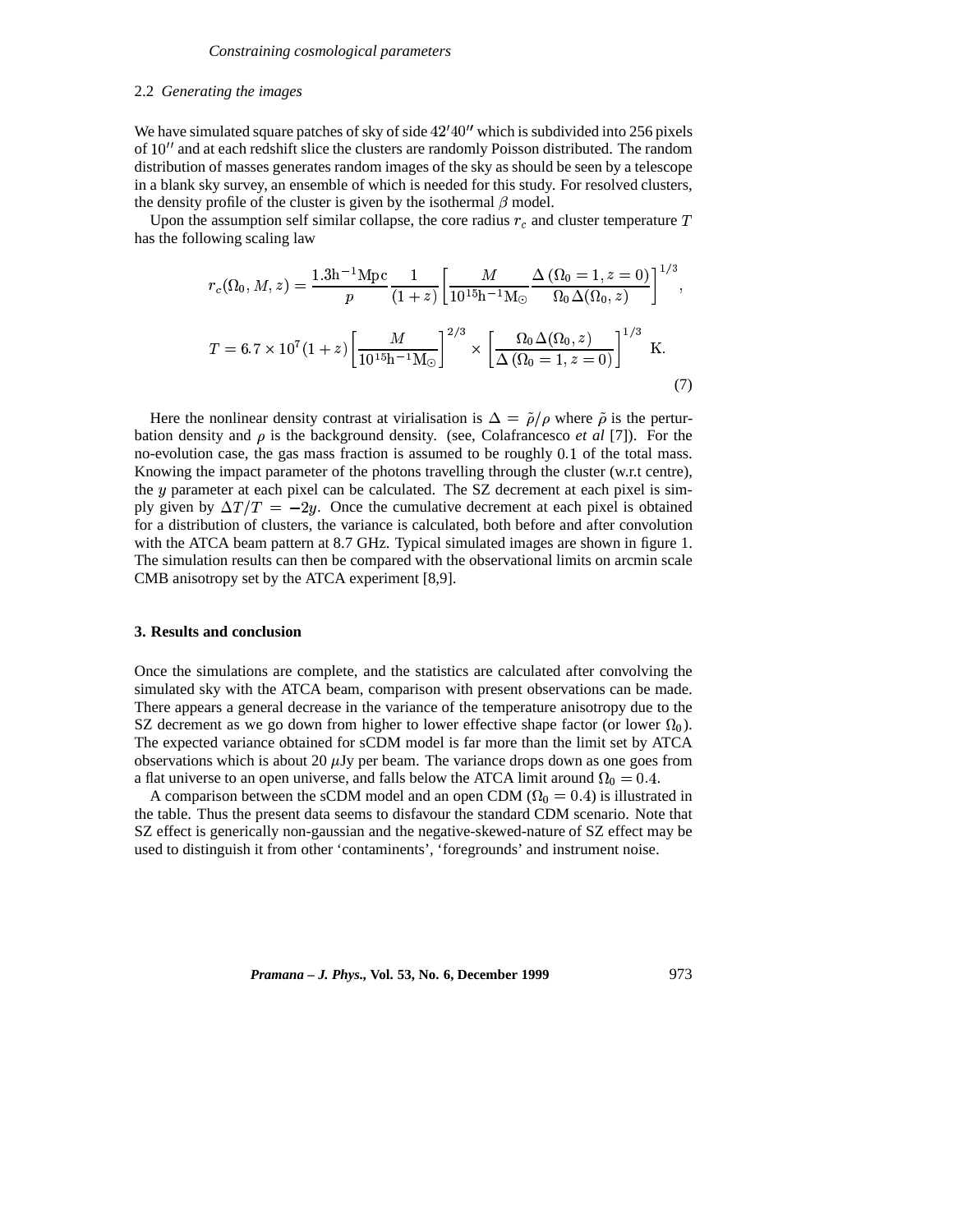### 2.2 *Generating the images*

We have simulated square patches of sky of side $42'40''$ which is subdivided into 256 pixels of $10''$ and at each redshift slice the clusters are randomly Poisson distributed. The random distribution of masses generates random images of the sky as should be seen by a telescope in a blank sky survey, an ensemble of which is needed for this study. For resolved clusters, the density profile of the cluster is given by the isothermal $\beta$ model.

Upon the assumption self similar collapse, the core radius $r_c$ and cluster temperature $T$ has the following scaling law

$$
\begin{aligned}
r_c(\Omega_0, M, z) &= \frac{1.3\mathrm{h}^{-1}\mathrm{Mpc}}{p} \frac{1}{(1+z)} \left[ \frac{M}{10^{15}\mathrm{h}^{-1}\mathrm{M}_\odot} \frac{\Delta\,(\Omega_0 = 1, z = 0)}{\Omega_0\,\Delta(\Omega_0, z)} \right]^{1/3}, \\
T &= 6.7 \times 10^7 (1+z) \left[ \frac{M}{10^{15}\mathrm{h}^{-1}\mathrm{M}_\odot} \right]^{2/3} \times \left[ \frac{\Omega_0\,\Delta(\Omega_0, z)}{\Delta\,(\Omega_0 = 1, z = 0)} \right]^{1/3} \ \mathrm{K}.
\end{aligned}
\tag{7}
$$

Here the nonlinear density contrast at virialisation is $\Delta = \tilde{\rho}/\rho$ where $\tilde{\rho}$ is the perturbation density and $\rho$ is the background density. (see, Colafrancesco *et al* [7]). For the no-evolution case, the gas mass fraction is assumed to be roughly $0.1$ of the total mass. Knowing the impact parameter of the photons travelling through the cluster (w.r.t centre), the $y$ parameter at each pixel can be calculated. The SZ decrement at each pixel is simply given by $\Delta T/T = -2y$. Once the cumulative decrement at each pixel is obtained for a distribution of clusters, the variance is calculated, both before and after convolution with the ATCA beam pattern at 8.7 GHz. Typical simulated images are shown in figure 1. The simulation results can then be compared with the observational limits on arcmin scale CMB anisotropy set by the ATCA experiment [8,9].

## 3. Results and conclusion

Once the simulations are complete, and the statistics are calculated after convolving the simulated sky with the ATCA beam, comparison with present observations can be made. There appears a general decrease in the variance of the temperature anisotropy due to the SZ decrement as we go down from higher to lower effective shape factor (or lower $\Omega_0$). The expected variance obtained for sCDM model is far more than the limit set by ATCA observations which is about 20 $\mu$Jy per beam. The variance drops down as one goes from a flat universe to an open universe, and falls below the ATCA limit around $\Omega_0 = 0.4$.

A comparison between the sCDM model and an open CDM ($\Omega_0 = 0.4$) is illustrated in the table. Thus the present data seems to disfavour the standard CDM scenario. Note that SZ effect is generically non-gaussian and the negative-skewed-nature of SZ effect may be used to distinguish it from other 'contaminents', 'foregrounds' and instrument noise.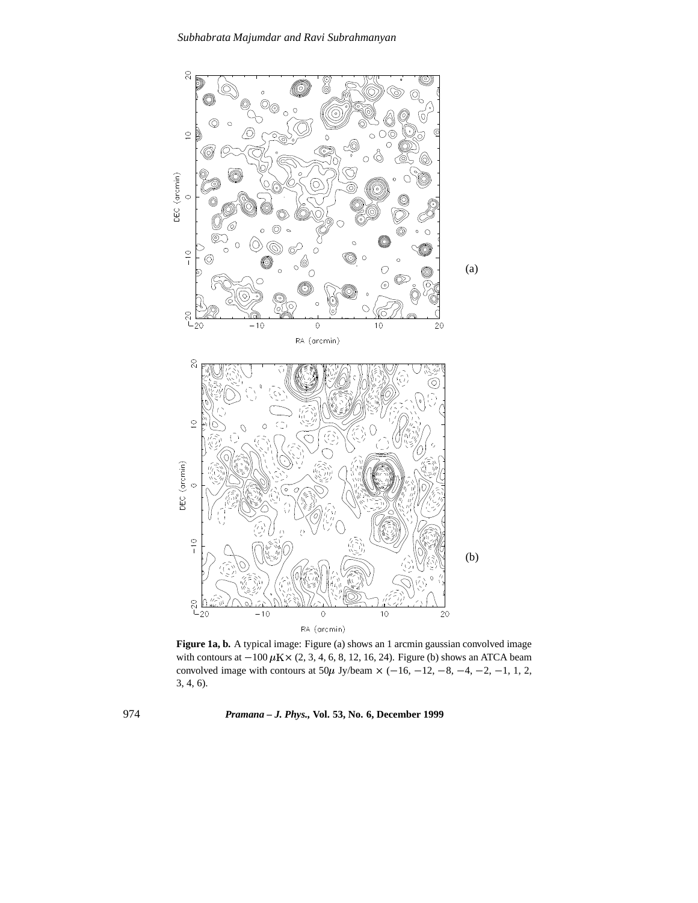**Figure 1a, b.** A typical image: Figure (a) shows an 1 arcmin gaussian convolved image with contours at $-100\ \mu\mathrm{K} \times$ (2, 3, 4, 6, 8, 12, 16, 24). Figure (b) shows an ATCA beam convolved image with contours at $50\mu$ Jy/beam $\times$ ($-16$, $-12$, $-8$, $-4$, $-2$, $-1$, 1, 2, 3, 4, 6).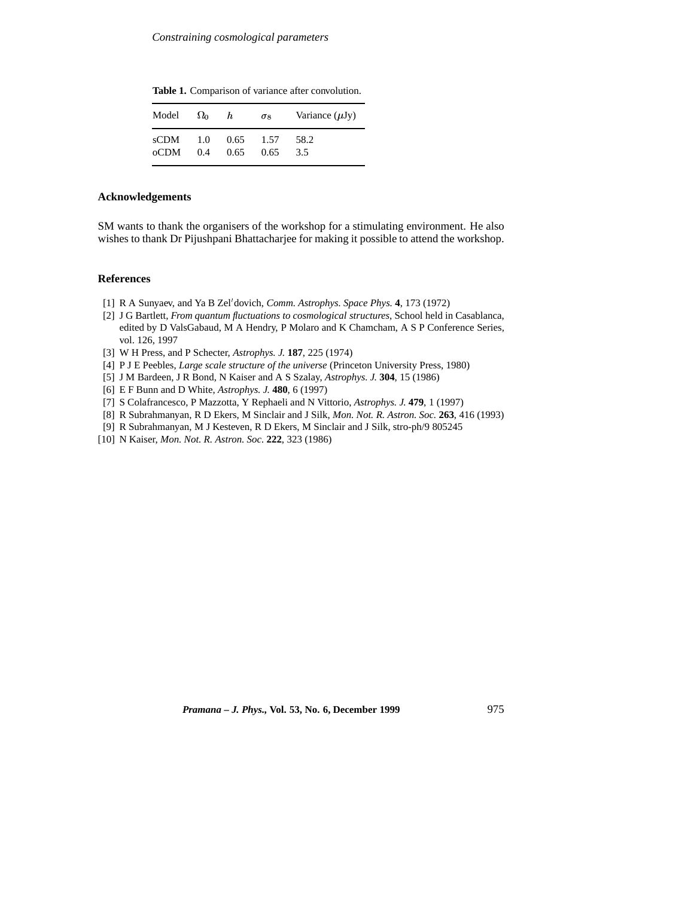**Table 1.** Comparison of variance after convolution.

| Model | $\Omega_0$ | $h$ | $\sigma_8$ | Variance ($\mu$Jy) |
|---|---|---|---|---|
| sCDM | 1.0 | 0.65 | 1.57 | 58.2 |
| oCDM | 0.4 | 0.65 | 0.65 | 3.5 |

## Acknowledgements

SM wants to thank the organisers of the workshop for a stimulating environment. He also wishes to thank Dr Pijushpani Bhattacharjee for making it possible to attend the workshop.

## References

[1] R A Sunyaev, and Ya B Zel′dovich, *Comm. Astrophys. Space Phys.* **4**, 173 (1972)
[2] J G Bartlett, *From quantum fluctuations to cosmological structures*, School held in Casablanca, edited by D ValsGabaud, M A Hendry, P Molaro and K Chamcham, A S P Conference Series, vol. 126, 1997
[3] W H Press, and P Schecter, *Astrophys. J.* **187**, 225 (1974)
[4] P J E Peebles, *Large scale structure of the universe* (Princeton University Press, 1980)
[5] J M Bardeen, J R Bond, N Kaiser and A S Szalay, *Astrophys. J.* **304**, 15 (1986)
[6] E F Bunn and D White, *Astrophys. J.* **480**, 6 (1997)
[7] S Colafrancesco, P Mazzotta, Y Rephaeli and N Vittorio, *Astrophys. J.* **479**, 1 (1997)
[8] R Subrahmanyan, R D Ekers, M Sinclair and J Silk, *Mon. Not. R. Astron. Soc.* **263**, 416 (1993)
[9] R Subrahmanyan, M J Kesteven, R D Ekers, M Sinclair and J Silk, stro-ph/9 805245
[10] N Kaiser, *Mon. Not. R. Astron. Soc.* **222**, 323 (1986)